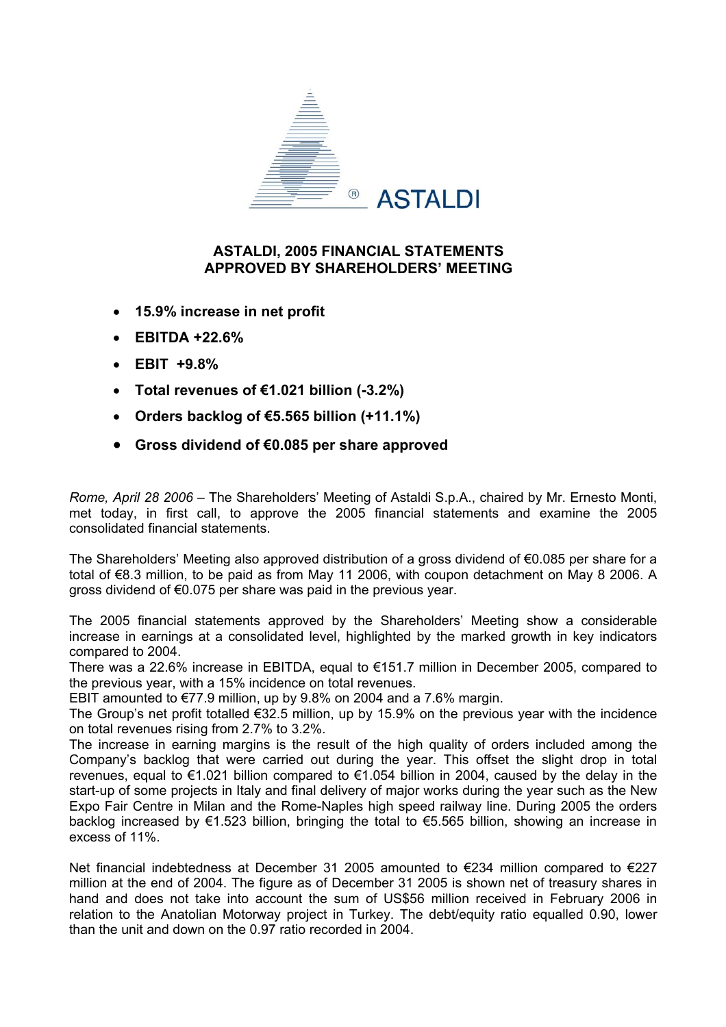# ASTALDI, 2005 FINANCIAL STATEMENTS APPROVED BY SHAREHOLDERS' MEETING

- **15.9% increase in net profit**
- **EBITDA +22.6%**
- **EBIT +9.8%**
- **Total revenues of €1.021 billion (-3.2%)**
- **Orders backlog of €5.565 billion (+11.1%)**
- **Gross dividend of €0.085 per share approved**

*Rome, April 28 2006* – The Shareholders' Meeting of Astaldi S.p.A., chaired by Mr. Ernesto Monti, met today, in first call, to approve the 2005 financial statements and examine the 2005 consolidated financial statements.

The Shareholders' Meeting also approved distribution of a gross dividend of €0.085 per share for a total of €8.3 million, to be paid as from May 11 2006, with coupon detachment on May 8 2006. A gross dividend of €0.075 per share was paid in the previous year.

The 2005 financial statements approved by the Shareholders' Meeting show a considerable increase in earnings at a consolidated level, highlighted by the marked growth in key indicators compared to 2004.
There was a 22.6% increase in EBITDA, equal to €151.7 million in December 2005, compared to the previous year, with a 15% incidence on total revenues.
EBIT amounted to €77.9 million, up by 9.8% on 2004 and a 7.6% margin.
The Group's net profit totalled €32.5 million, up by 15.9% on the previous year with the incidence on total revenues rising from 2.7% to 3.2%.
The increase in earning margins is the result of the high quality of orders included among the Company's backlog that were carried out during the year. This offset the slight drop in total revenues, equal to €1.021 billion compared to €1.054 billion in 2004, caused by the delay in the start-up of some projects in Italy and final delivery of major works during the year such as the New Expo Fair Centre in Milan and the Rome-Naples high speed railway line. During 2005 the orders backlog increased by €1.523 billion, bringing the total to €5.565 billion, showing an increase in excess of 11%.

Net financial indebtedness at December 31 2005 amounted to €234 million compared to €227 million at the end of 2004. The figure as of December 31 2005 is shown net of treasury shares in hand and does not take into account the sum of US$56 million received in February 2006 in relation to the Anatolian Motorway project in Turkey. The debt/equity ratio equalled 0.90, lower than the unit and down on the 0.97 ratio recorded in 2004.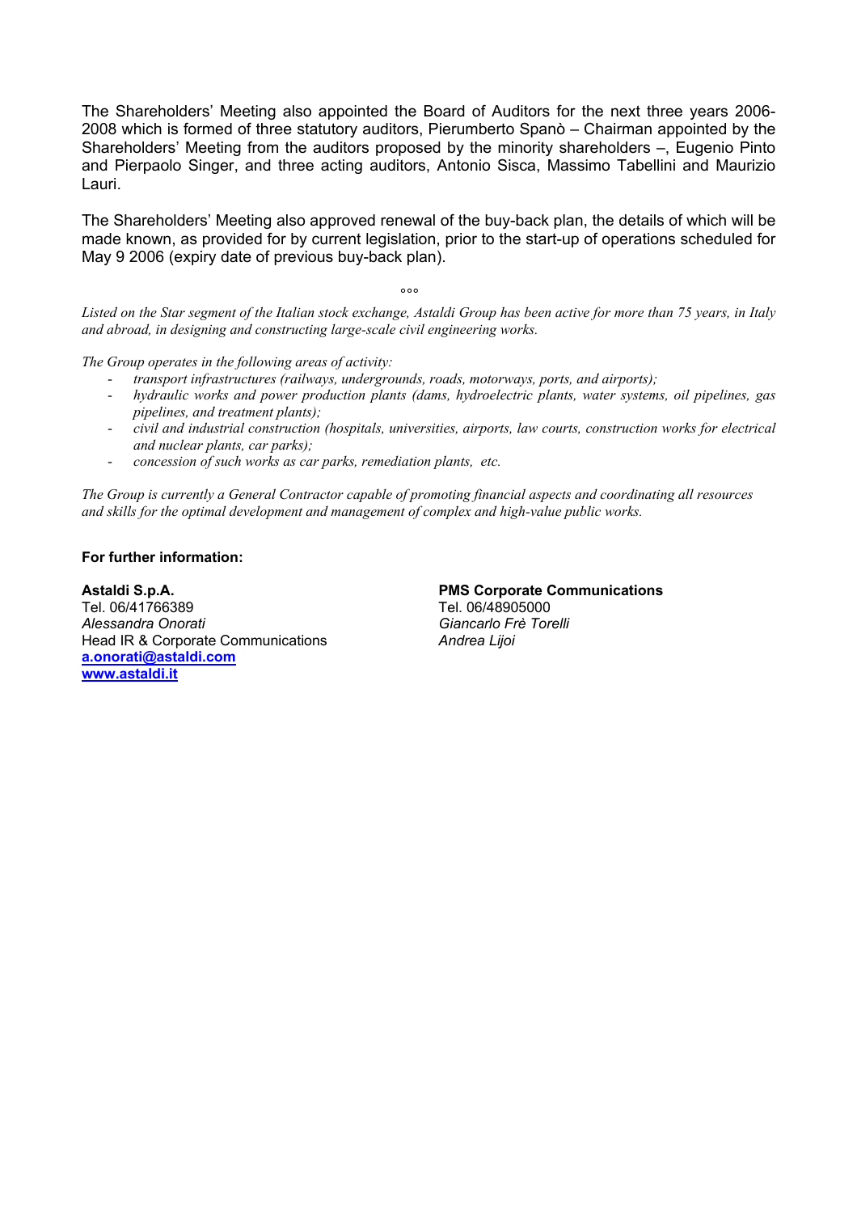The Shareholders' Meeting also appointed the Board of Auditors for the next three years 2006-2008 which is formed of three statutory auditors, Pierumberto Spanò – Chairman appointed by the Shareholders' Meeting from the auditors proposed by the minority shareholders –, Eugenio Pinto and Pierpaolo Singer, and three acting auditors, Antonio Sisca, Massimo Tabellini and Maurizio Lauri.

The Shareholders' Meeting also approved renewal of the buy-back plan, the details of which will be made known, as provided for by current legislation, prior to the start-up of operations scheduled for May 9 2006 (expiry date of previous buy-back plan).

°°°

*Listed on the Star segment of the Italian stock exchange, Astaldi Group has been active for more than 75 years, in Italy and abroad, in designing and constructing large-scale civil engineering works.*

*The Group operates in the following areas of activity:*

- *transport infrastructures (railways, undergrounds, roads, motorways, ports, and airports);*
- *hydraulic works and power production plants (dams, hydroelectric plants, water systems, oil pipelines, gas pipelines, and treatment plants);*
- *civil and industrial construction (hospitals, universities, airports, law courts, construction works for electrical and nuclear plants, car parks);*
- *concession of such works as car parks, remediation plants, etc.*

*The Group is currently a General Contractor capable of promoting financial aspects and coordinating all resources and skills for the optimal development and management of complex and high-value public works.*

**For further information:**

**Astaldi S.p.A.**
Tel. 06/41766389
*Alessandra Onorati*
Head IR & Corporate Communications
**a.onorati@astaldi.com**
**www.astaldi.it**

**PMS Corporate Communications**
Tel. 06/48905000
*Giancarlo Frè Torelli*
*Andrea Lijoi*